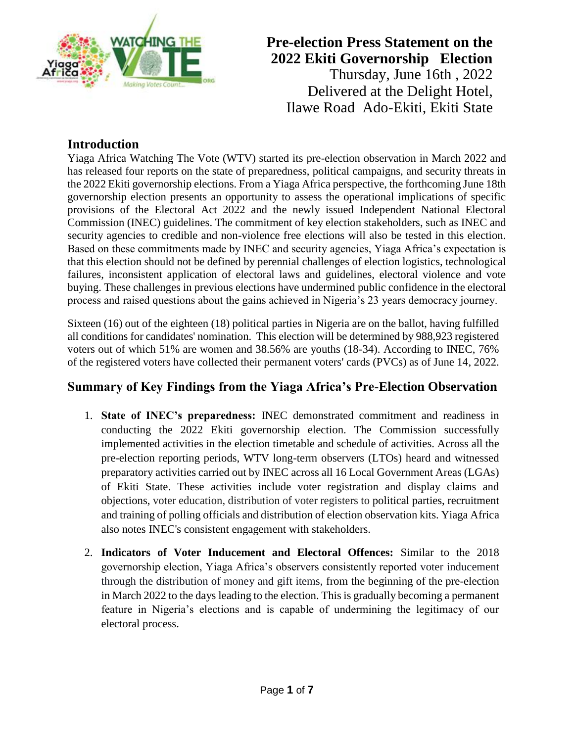# Pre-election Press Statement on the 2022 Ekiti Governorship Election

Thursday, June 16th , 2022
Delivered at the Delight Hotel,
Ilawe Road Ado-Ekiti, Ekiti State

## Introduction

Yiaga Africa Watching The Vote (WTV) started its pre-election observation in March 2022 and has released four reports on the state of preparedness, political campaigns, and security threats in the 2022 Ekiti governorship elections. From a Yiaga Africa perspective, the forthcoming June 18th governorship election presents an opportunity to assess the operational implications of specific provisions of the Electoral Act 2022 and the newly issued Independent National Electoral Commission (INEC) guidelines. The commitment of key election stakeholders, such as INEC and security agencies to credible and non-violence free elections will also be tested in this election. Based on these commitments made by INEC and security agencies, Yiaga Africa's expectation is that this election should not be defined by perennial challenges of election logistics, technological failures, inconsistent application of electoral laws and guidelines, electoral violence and vote buying. These challenges in previous elections have undermined public confidence in the electoral process and raised questions about the gains achieved in Nigeria's 23 years democracy journey.

Sixteen (16) out of the eighteen (18) political parties in Nigeria are on the ballot, having fulfilled all conditions for candidates' nomination. This election will be determined by 988,923 registered voters out of which 51% are women and 38.56% are youths (18-34). According to INEC, 76% of the registered voters have collected their permanent voters' cards (PVCs) as of June 14, 2022.

## Summary of Key Findings from the Yiaga Africa's Pre-Election Observation

1. **State of INEC's preparedness:** INEC demonstrated commitment and readiness in conducting the 2022 Ekiti governorship election. The Commission successfully implemented activities in the election timetable and schedule of activities. Across all the pre-election reporting periods, WTV long-term observers (LTOs) heard and witnessed preparatory activities carried out by INEC across all 16 Local Government Areas (LGAs) of Ekiti State. These activities include voter registration and display claims and objections, voter education, distribution of voter registers to political parties, recruitment and training of polling officials and distribution of election observation kits. Yiaga Africa also notes INEC's consistent engagement with stakeholders.

2. **Indicators of Voter Inducement and Electoral Offences:** Similar to the 2018 governorship election, Yiaga Africa's observers consistently reported voter inducement through the distribution of money and gift items, from the beginning of the pre-election in March 2022 to the days leading to the election. This is gradually becoming a permanent feature in Nigeria's elections and is capable of undermining the legitimacy of our electoral process.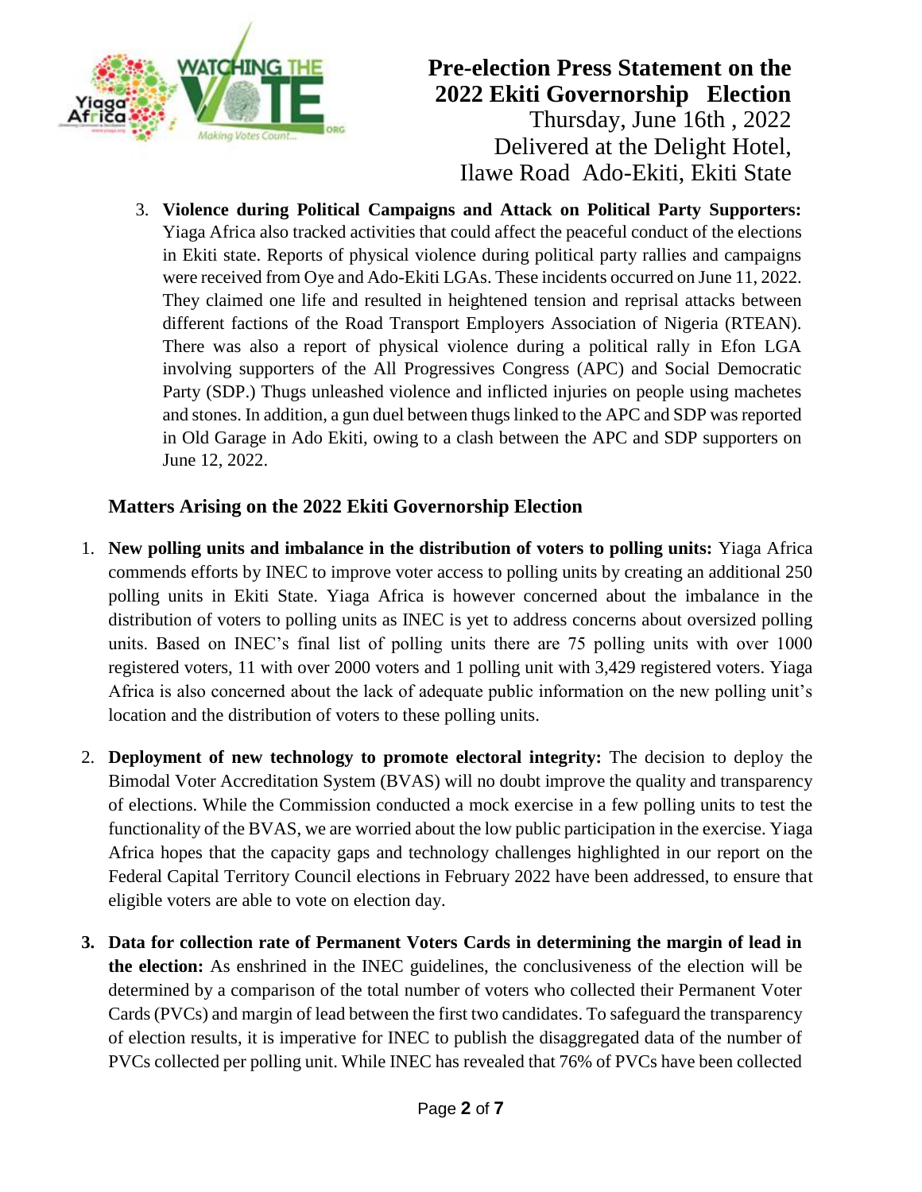3. **Violence during Political Campaigns and Attack on Political Party Supporters:** Yiaga Africa also tracked activities that could affect the peaceful conduct of the elections in Ekiti state. Reports of physical violence during political party rallies and campaigns were received from Oye and Ado-Ekiti LGAs. These incidents occurred on June 11, 2022. They claimed one life and resulted in heightened tension and reprisal attacks between different factions of the Road Transport Employers Association of Nigeria (RTEAN). There was also a report of physical violence during a political rally in Efon LGA involving supporters of the All Progressives Congress (APC) and Social Democratic Party (SDP.) Thugs unleashed violence and inflicted injuries on people using machetes and stones. In addition, a gun duel between thugs linked to the APC and SDP was reported in Old Garage in Ado Ekiti, owing to a clash between the APC and SDP supporters on June 12, 2022.

## Matters Arising on the 2022 Ekiti Governorship Election

1. **New polling units and imbalance in the distribution of voters to polling units:** Yiaga Africa commends efforts by INEC to improve voter access to polling units by creating an additional 250 polling units in Ekiti State. Yiaga Africa is however concerned about the imbalance in the distribution of voters to polling units as INEC is yet to address concerns about oversized polling units. Based on INEC's final list of polling units there are 75 polling units with over 1000 registered voters, 11 with over 2000 voters and 1 polling unit with 3,429 registered voters. Yiaga Africa is also concerned about the lack of adequate public information on the new polling unit's location and the distribution of voters to these polling units.

2. **Deployment of new technology to promote electoral integrity:** The decision to deploy the Bimodal Voter Accreditation System (BVAS) will no doubt improve the quality and transparency of elections. While the Commission conducted a mock exercise in a few polling units to test the functionality of the BVAS, we are worried about the low public participation in the exercise. Yiaga Africa hopes that the capacity gaps and technology challenges highlighted in our report on the Federal Capital Territory Council elections in February 2022 have been addressed, to ensure that eligible voters are able to vote on election day.

3. **Data for collection rate of Permanent Voters Cards in determining the margin of lead in the election:** As enshrined in the INEC guidelines, the conclusiveness of the election will be determined by a comparison of the total number of voters who collected their Permanent Voter Cards (PVCs) and margin of lead between the first two candidates. To safeguard the transparency of election results, it is imperative for INEC to publish the disaggregated data of the number of PVCs collected per polling unit. While INEC has revealed that 76% of PVCs have been collected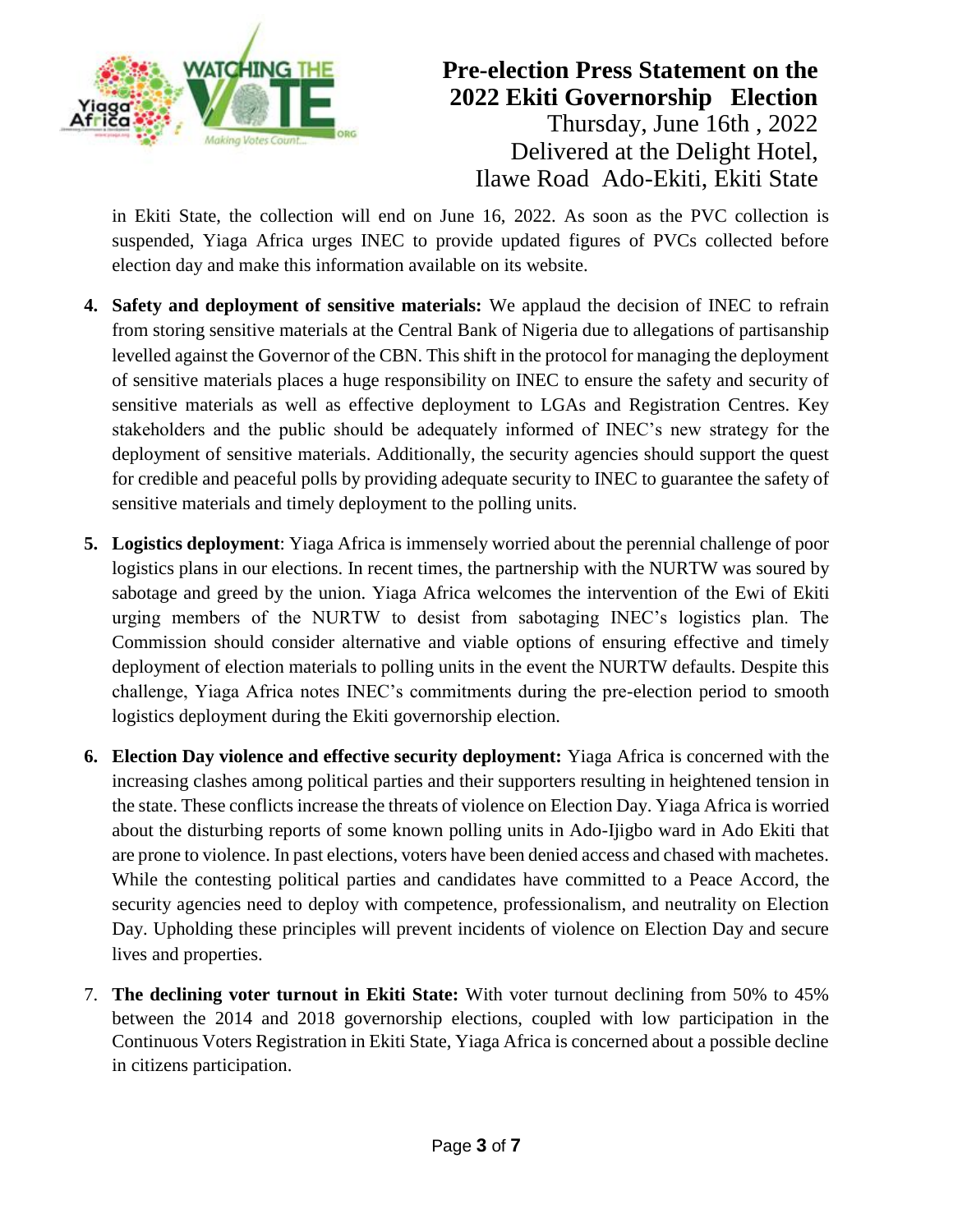in Ekiti State, the collection will end on June 16, 2022. As soon as the PVC collection is suspended, Yiaga Africa urges INEC to provide updated figures of PVCs collected before election day and make this information available on its website.

4. **Safety and deployment of sensitive materials:** We applaud the decision of INEC to refrain from storing sensitive materials at the Central Bank of Nigeria due to allegations of partisanship levelled against the Governor of the CBN. This shift in the protocol for managing the deployment of sensitive materials places a huge responsibility on INEC to ensure the safety and security of sensitive materials as well as effective deployment to LGAs and Registration Centres. Key stakeholders and the public should be adequately informed of INEC's new strategy for the deployment of sensitive materials. Additionally, the security agencies should support the quest for credible and peaceful polls by providing adequate security to INEC to guarantee the safety of sensitive materials and timely deployment to the polling units.

5. **Logistics deployment**: Yiaga Africa is immensely worried about the perennial challenge of poor logistics plans in our elections. In recent times, the partnership with the NURTW was soured by sabotage and greed by the union. Yiaga Africa welcomes the intervention of the Ewi of Ekiti urging members of the NURTW to desist from sabotaging INEC's logistics plan. The Commission should consider alternative and viable options of ensuring effective and timely deployment of election materials to polling units in the event the NURTW defaults. Despite this challenge, Yiaga Africa notes INEC's commitments during the pre-election period to smooth logistics deployment during the Ekiti governorship election.

6. **Election Day violence and effective security deployment:** Yiaga Africa is concerned with the increasing clashes among political parties and their supporters resulting in heightened tension in the state. These conflicts increase the threats of violence on Election Day. Yiaga Africa is worried about the disturbing reports of some known polling units in Ado-Ijigbo ward in Ado Ekiti that are prone to violence. In past elections, voters have been denied access and chased with machetes. While the contesting political parties and candidates have committed to a Peace Accord, the security agencies need to deploy with competence, professionalism, and neutrality on Election Day. Upholding these principles will prevent incidents of violence on Election Day and secure lives and properties.

7. **The declining voter turnout in Ekiti State:** With voter turnout declining from 50% to 45% between the 2014 and 2018 governorship elections, coupled with low participation in the Continuous Voters Registration in Ekiti State, Yiaga Africa is concerned about a possible decline in citizens participation.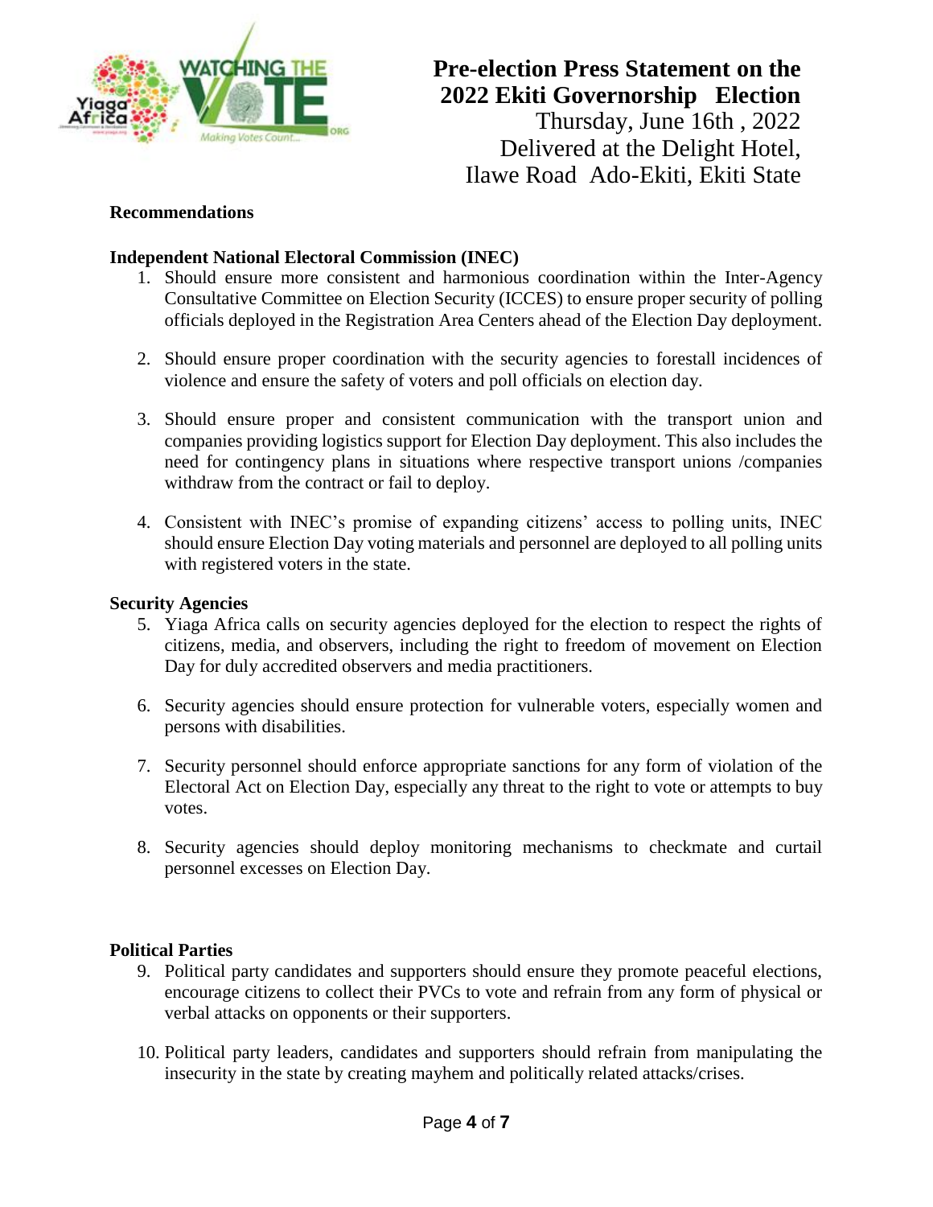## Recommendations

### Independent National Electoral Commission (INEC)

1. Should ensure more consistent and harmonious coordination within the Inter-Agency Consultative Committee on Election Security (ICCES) to ensure proper security of polling officials deployed in the Registration Area Centers ahead of the Election Day deployment.

2. Should ensure proper coordination with the security agencies to forestall incidences of violence and ensure the safety of voters and poll officials on election day.

3. Should ensure proper and consistent communication with the transport union and companies providing logistics support for Election Day deployment. This also includes the need for contingency plans in situations where respective transport unions /companies withdraw from the contract or fail to deploy.

4. Consistent with INEC's promise of expanding citizens' access to polling units, INEC should ensure Election Day voting materials and personnel are deployed to all polling units with registered voters in the state.

### Security Agencies

5. Yiaga Africa calls on security agencies deployed for the election to respect the rights of citizens, media, and observers, including the right to freedom of movement on Election Day for duly accredited observers and media practitioners.

6. Security agencies should ensure protection for vulnerable voters, especially women and persons with disabilities.

7. Security personnel should enforce appropriate sanctions for any form of violation of the Electoral Act on Election Day, especially any threat to the right to vote or attempts to buy votes.

8. Security agencies should deploy monitoring mechanisms to checkmate and curtail personnel excesses on Election Day.

### Political Parties

9. Political party candidates and supporters should ensure they promote peaceful elections, encourage citizens to collect their PVCs to vote and refrain from any form of physical or verbal attacks on opponents or their supporters.

10. Political party leaders, candidates and supporters should refrain from manipulating the insecurity in the state by creating mayhem and politically related attacks/crises.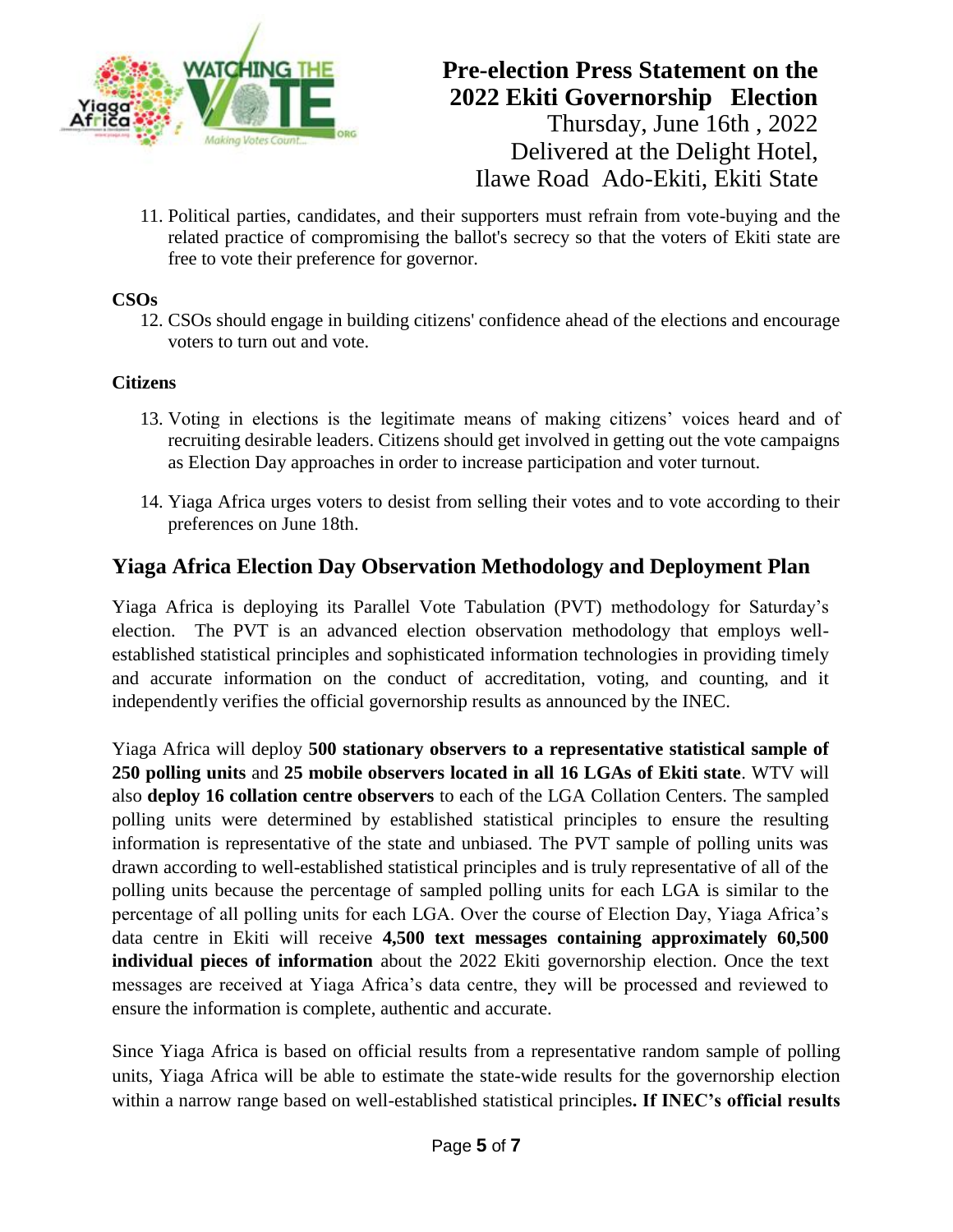11. Political parties, candidates, and their supporters must refrain from vote-buying and the related practice of compromising the ballot's secrecy so that the voters of Ekiti state are free to vote their preference for governor.

**CSOs**

12. CSOs should engage in building citizens' confidence ahead of the elections and encourage voters to turn out and vote.

**Citizens**

13. Voting in elections is the legitimate means of making citizens' voices heard and of recruiting desirable leaders. Citizens should get involved in getting out the vote campaigns as Election Day approaches in order to increase participation and voter turnout.

14. Yiaga Africa urges voters to desist from selling their votes and to vote according to their preferences on June 18th.

## Yiaga Africa Election Day Observation Methodology and Deployment Plan

Yiaga Africa is deploying its Parallel Vote Tabulation (PVT) methodology for Saturday's election. The PVT is an advanced election observation methodology that employs well-established statistical principles and sophisticated information technologies in providing timely and accurate information on the conduct of accreditation, voting, and counting, and it independently verifies the official governorship results as announced by the INEC.

Yiaga Africa will deploy **500 stationary observers to a representative statistical sample of 250 polling units** and **25 mobile observers located in all 16 LGAs of Ekiti state**. WTV will also **deploy 16 collation centre observers** to each of the LGA Collation Centers. The sampled polling units were determined by established statistical principles to ensure the resulting information is representative of the state and unbiased. The PVT sample of polling units was drawn according to well-established statistical principles and is truly representative of all of the polling units because the percentage of sampled polling units for each LGA is similar to the percentage of all polling units for each LGA. Over the course of Election Day, Yiaga Africa's data centre in Ekiti will receive **4,500 text messages containing approximately 60,500 individual pieces of information** about the 2022 Ekiti governorship election. Once the text messages are received at Yiaga Africa's data centre, they will be processed and reviewed to ensure the information is complete, authentic and accurate.

Since Yiaga Africa is based on official results from a representative random sample of polling units, Yiaga Africa will be able to estimate the state-wide results for the governorship election within a narrow range based on well-established statistical principles**. If INEC's official results**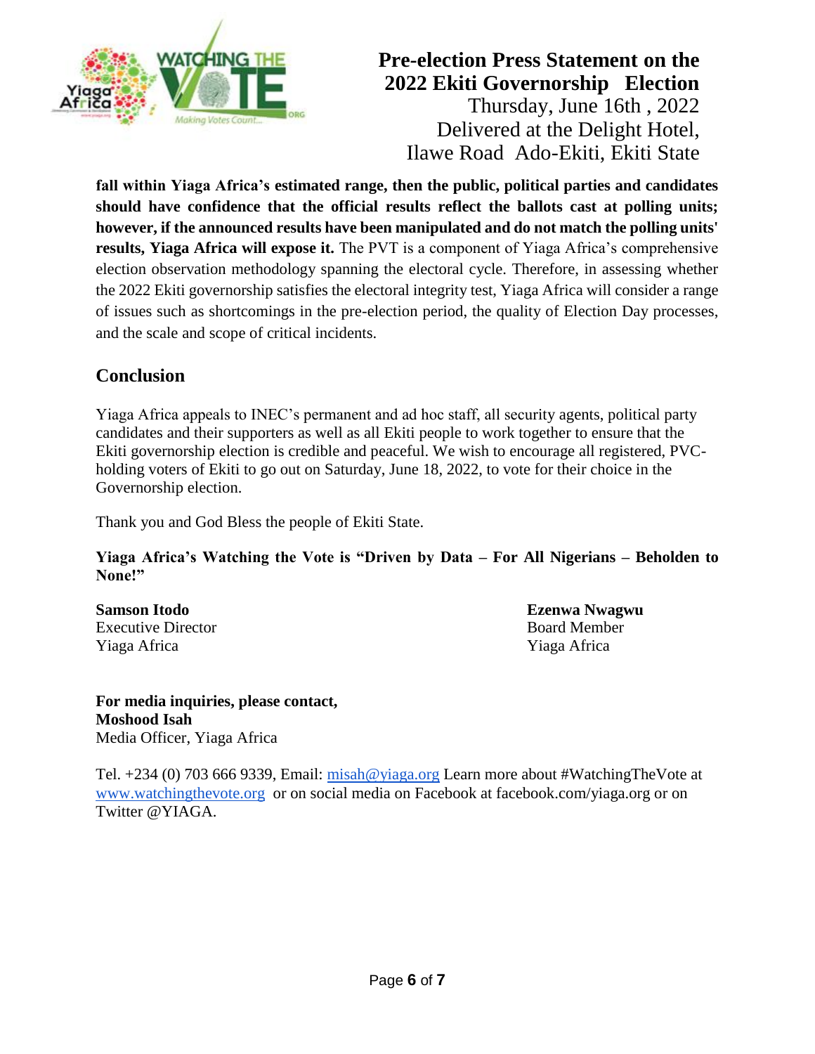**fall within Yiaga Africa's estimated range, then the public, political parties and candidates should have confidence that the official results reflect the ballots cast at polling units; however, if the announced results have been manipulated and do not match the polling units' results, Yiaga Africa will expose it.** The PVT is a component of Yiaga Africa's comprehensive election observation methodology spanning the electoral cycle. Therefore, in assessing whether the 2022 Ekiti governorship satisfies the electoral integrity test, Yiaga Africa will consider a range of issues such as shortcomings in the pre-election period, the quality of Election Day processes, and the scale and scope of critical incidents.

## Conclusion

Yiaga Africa appeals to INEC's permanent and ad hoc staff, all security agents, political party candidates and their supporters as well as all Ekiti people to work together to ensure that the Ekiti governorship election is credible and peaceful. We wish to encourage all registered, PVC-holding voters of Ekiti to go out on Saturday, June 18, 2022, to vote for their choice in the Governorship election.

Thank you and God Bless the people of Ekiti State.

**Yiaga Africa's Watching the Vote is "Driven by Data – For All Nigerians – Beholden to None!"**

**Samson Itodo**
Executive Director
Yiaga Africa

**Ezenwa Nwagwu**
Board Member
Yiaga Africa

**For media inquiries, please contact,**
**Moshood Isah**
Media Officer, Yiaga Africa

Tel. +234 (0) 703 666 9339, Email: misah@yiaga.org Learn more about #WatchingTheVote at www.watchingthevote.org or on social media on Facebook at facebook.com/yiaga.org or on Twitter @YIAGA.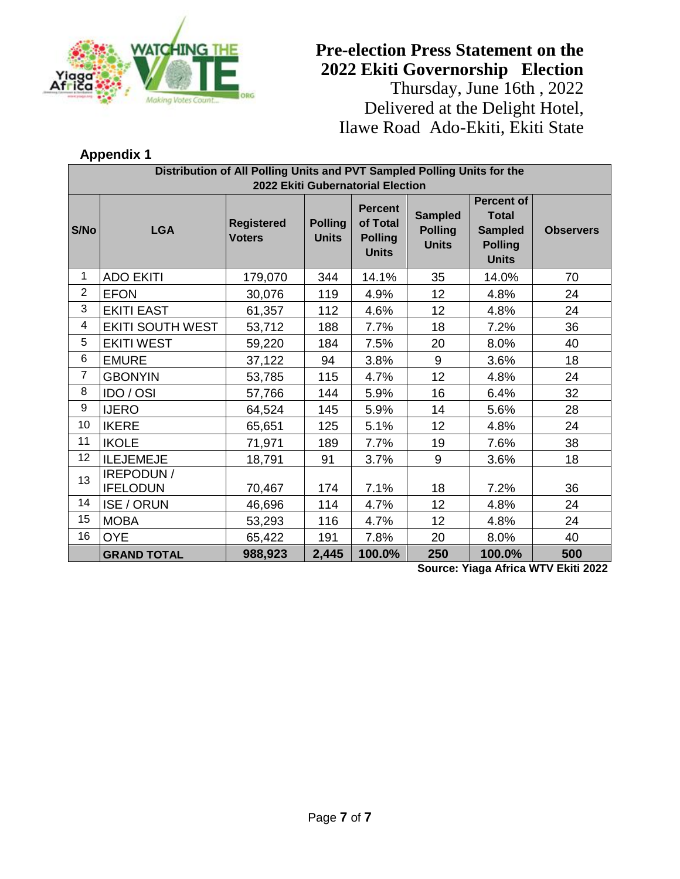**Pre-election Press Statement on the 2022 Ekiti Governorship Election**

Thursday, June 16th , 2022

Delivered at the Delight Hotel, Ilawe Road Ado-Ekiti, Ekiti State

## Appendix 1

**Distribution of All Polling Units and PVT Sampled Polling Units for the 2022 Ekiti Gubernatorial Election**

| S/No | LGA | Registered Voters | Polling Units | Percent of Total Polling Units | Sampled Polling Units | Percent of Total Sampled Polling Units | Observers |
|---|---|---|---|---|---|---|---|
| 1 | ADO EKITI | 179,070 | 344 | 14.1% | 35 | 14.0% | 70 |
| 2 | EFON | 30,076 | 119 | 4.9% | 12 | 4.8% | 24 |
| 3 | EKITI EAST | 61,357 | 112 | 4.6% | 12 | 4.8% | 24 |
| 4 | EKITI SOUTH WEST | 53,712 | 188 | 7.7% | 18 | 7.2% | 36 |
| 5 | EKITI WEST | 59,220 | 184 | 7.5% | 20 | 8.0% | 40 |
| 6 | EMURE | 37,122 | 94 | 3.8% | 9 | 3.6% | 18 |
| 7 | GBONYIN | 53,785 | 115 | 4.7% | 12 | 4.8% | 24 |
| 8 | IDO / OSI | 57,766 | 144 | 5.9% | 16 | 6.4% | 32 |
| 9 | IJERO | 64,524 | 145 | 5.9% | 14 | 5.6% | 28 |
| 10 | IKERE | 65,651 | 125 | 5.1% | 12 | 4.8% | 24 |
| 11 | IKOLE | 71,971 | 189 | 7.7% | 19 | 7.6% | 38 |
| 12 | ILEJEMEJE | 18,791 | 91 | 3.7% | 9 | 3.6% | 18 |
| 13 | IREPODUN / IFELODUN | 70,467 | 174 | 7.1% | 18 | 7.2% | 36 |
| 14 | ISE / ORUN | 46,696 | 114 | 4.7% | 12 | 4.8% | 24 |
| 15 | MOBA | 53,293 | 116 | 4.7% | 12 | 4.8% | 24 |
| 16 | OYE | 65,422 | 191 | 7.8% | 20 | 8.0% | 40 |
| | **GRAND TOTAL** | **988,923** | **2,445** | **100.0%** | **250** | **100.0%** | **500** |

**Source: Yiaga Africa WTV Ekiti 2022**